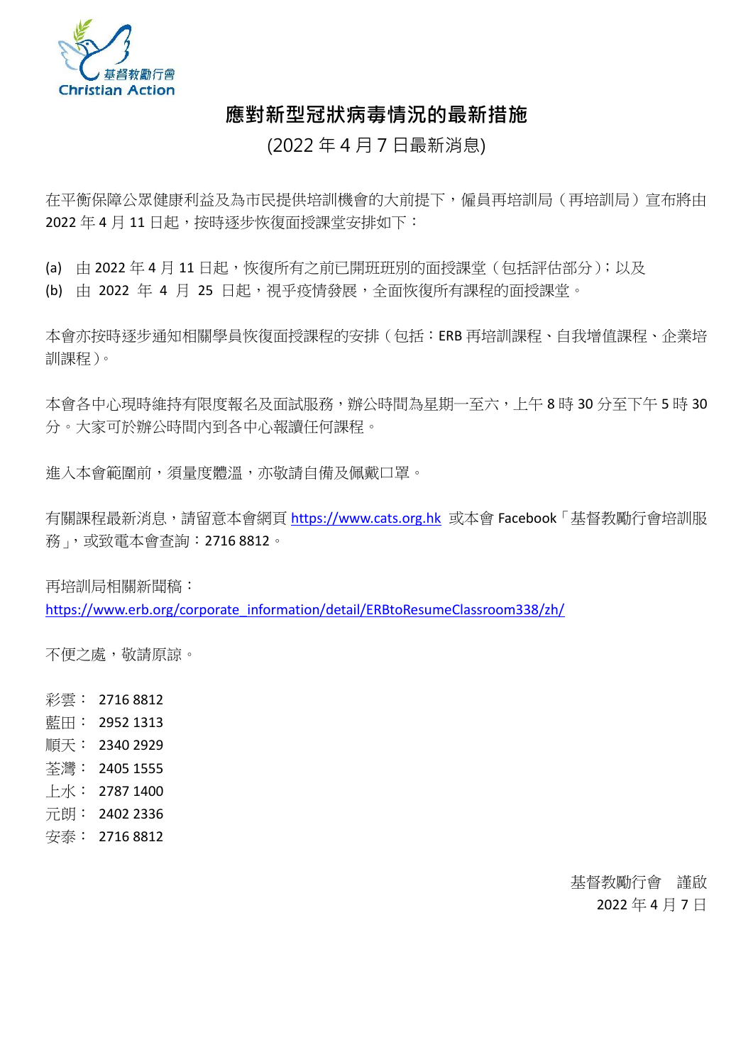基督教勵行會
Christian Action

# 應對新型冠狀病毒情況的最新措施

(2022 年 4 月 7 日最新消息)

在平衡保障公眾健康利益及為市民提供培訓機會的大前提下，僱員再培訓局（再培訓局）宣布將由 2022 年 4 月 11 日起，按時逐步恢復面授課堂安排如下：

(a) 由 2022 年 4 月 11 日起，恢復所有之前已開班班別的面授課堂（包括評估部分）；以及
(b) 由 2022 年 4 月 25 日起，視乎疫情發展，全面恢復所有課程的面授課堂。

本會亦按時逐步通知相關學員恢復面授課程的安排（包括：ERB 再培訓課程、自我增值課程、企業培訓課程）。

本會各中心現時維持有限度報名及面試服務，辦公時間為星期一至六，上午 8 時 30 分至下午 5 時 30 分。大家可於辦公時間內到各中心報讀任何課程。

進入本會範圍前，須量度體溫，亦敬請自備及佩戴口罩。

有關課程最新消息，請留意本會網頁 https://www.cats.org.hk 或本會 Facebook「基督教勵行會培訓服務」，或致電本會查詢：2716 8812。

再培訓局相關新聞稿：
https://www.erb.org/corporate_information/detail/ERBtoResumeClassroom338/zh/

不便之處，敬請原諒。

彩雲： 2716 8812
藍田： 2952 1313
順天： 2340 2929
荃灣： 2405 1555
上水： 2787 1400
元朗： 2402 2336
安泰： 2716 8812

基督教勵行會　謹啟
2022 年 4 月 7 日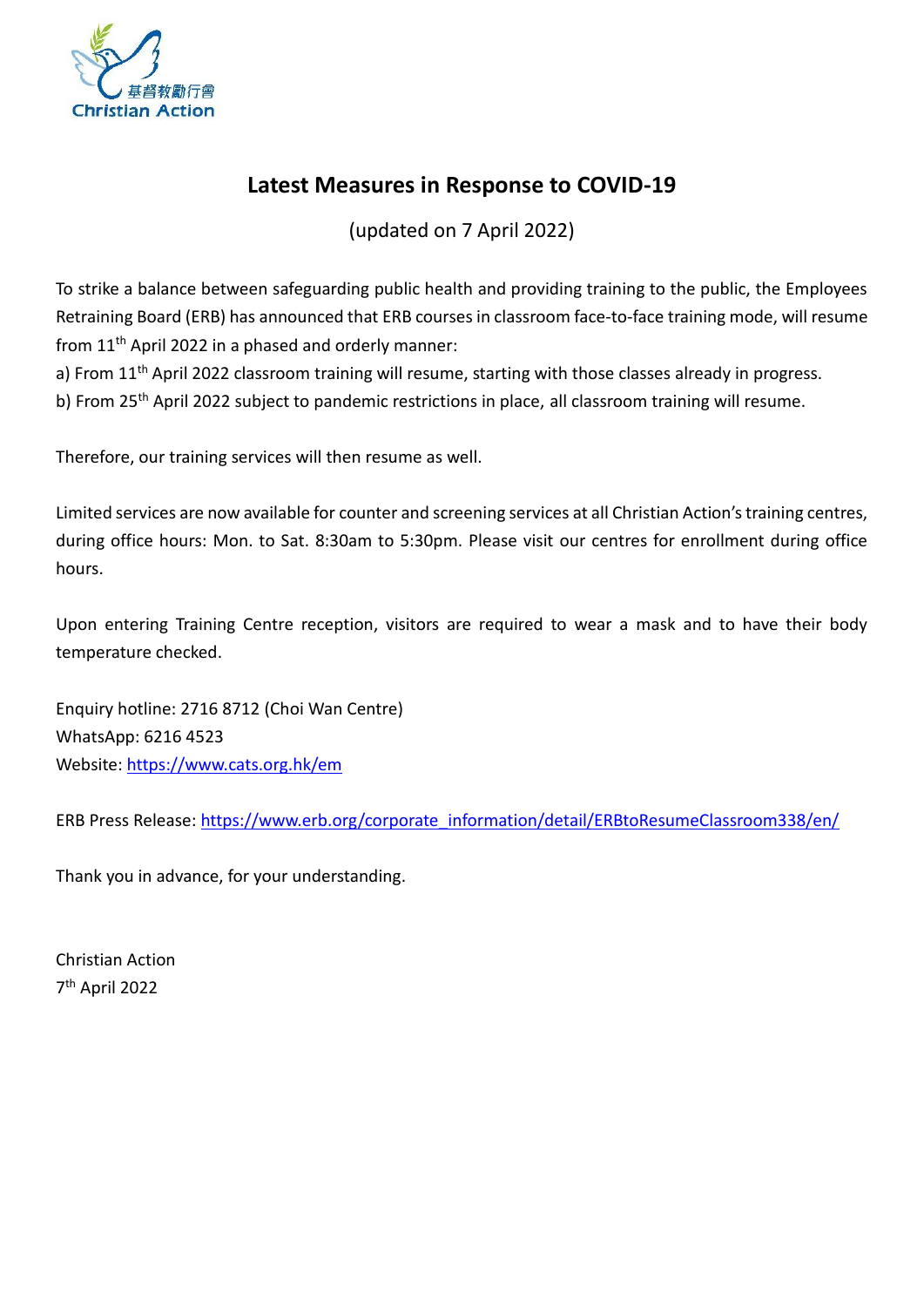# Latest Measures in Response to COVID-19

(updated on 7 April 2022)

To strike a balance between safeguarding public health and providing training to the public, the Employees Retraining Board (ERB) has announced that ERB courses in classroom face-to-face training mode, will resume from 11th April 2022 in a phased and orderly manner:

a) From 11th April 2022 classroom training will resume, starting with those classes already in progress.

b) From 25th April 2022 subject to pandemic restrictions in place, all classroom training will resume.

Therefore, our training services will then resume as well.

Limited services are now available for counter and screening services at all Christian Action's training centres, during office hours: Mon. to Sat. 8:30am to 5:30pm. Please visit our centres for enrollment during office hours.

Upon entering Training Centre reception, visitors are required to wear a mask and to have their body temperature checked.

Enquiry hotline: 2716 8712 (Choi Wan Centre)
WhatsApp: 6216 4523
Website: https://www.cats.org.hk/em

ERB Press Release: https://www.erb.org/corporate_information/detail/ERBtoResumeClassroom338/en/

Thank you in advance, for your understanding.

Christian Action
7th April 2022